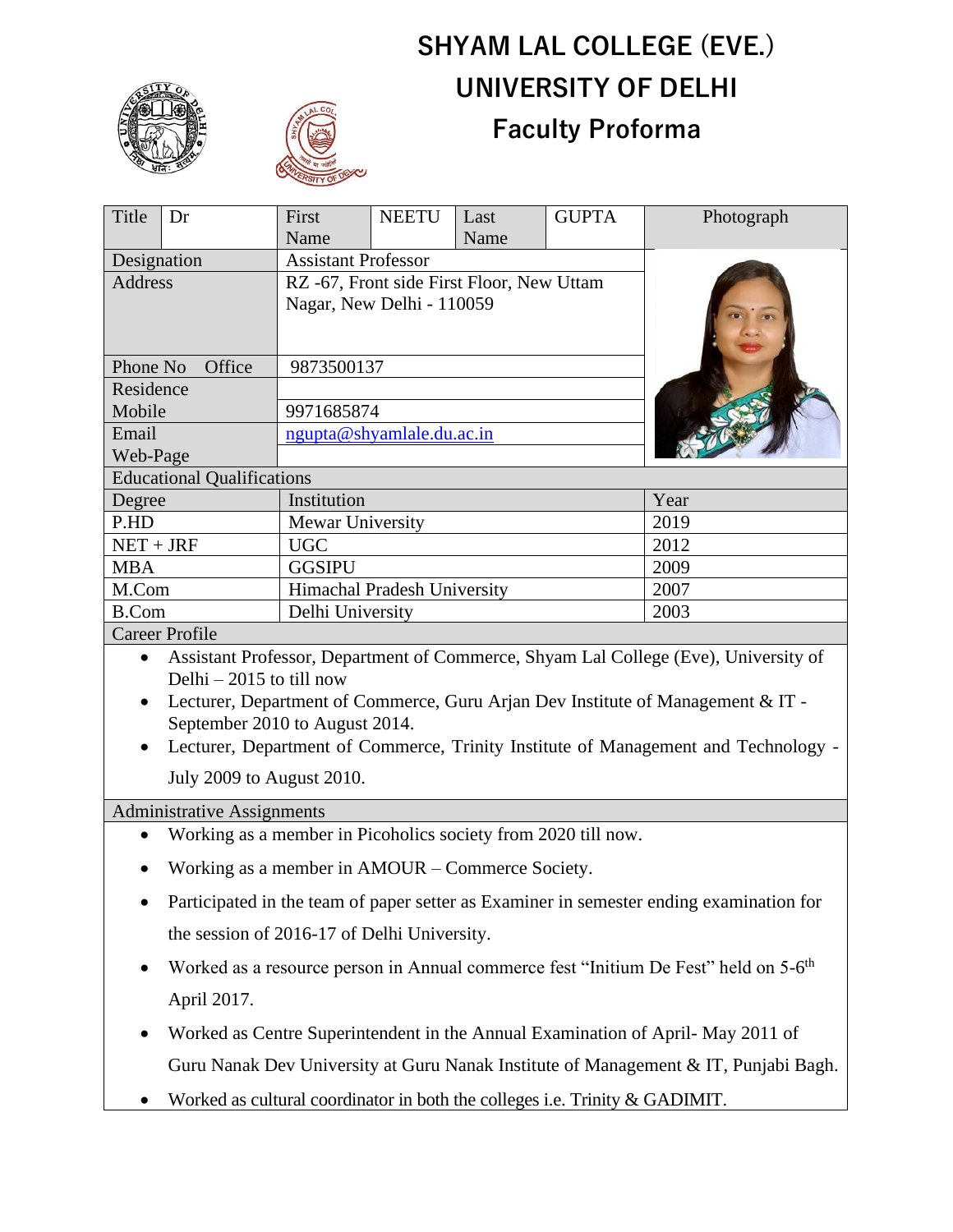# SHYAM LAL COLLEGE (EVE.)

# UNIVERSITY OF DELHI

## Faculty Proforma

| Title | Dr | First Name | NEETU | Last Name | GUPTA | Photograph |
|---|---|---|---|---|---|---|
| Designation | | Assistant Professor | | | | |
| Address | | RZ -67, Front side First Floor, New Uttam Nagar, New Delhi - 110059 | | | | |
| Phone No Office | | 9873500137 | | | | |
| Residence | | | | | | |
| Mobile | | 9971685874 | | | | |
| Email | | ngupta@shyamlale.du.ac.in | | | | |
| Web-Page | | | | | | |

**Educational Qualifications**

| Degree | Institution | Year |
|---|---|---|
| P.HD | Mewar University | 2019 |
| NET + JRF | UGC | 2012 |
| MBA | GGSIPU | 2009 |
| M.Com | Himachal Pradesh University | 2007 |
| B.Com | Delhi University | 2003 |

**Career Profile**

- Assistant Professor, Department of Commerce, Shyam Lal College (Eve), University of Delhi – 2015 to till now
- Lecturer, Department of Commerce, Guru Arjan Dev Institute of Management & IT - September 2010 to August 2014.
- Lecturer, Department of Commerce, Trinity Institute of Management and Technology - July 2009 to August 2010.

**Administrative Assignments**

- Working as a member in Picoholics society from 2020 till now.
- Working as a member in AMOUR – Commerce Society.
- Participated in the team of paper setter as Examiner in semester ending examination for the session of 2016-17 of Delhi University.
- Worked as a resource person in Annual commerce fest "Initium De Fest" held on 5-6th April 2017.
- Worked as Centre Superintendent in the Annual Examination of April- May 2011 of Guru Nanak Dev University at Guru Nanak Institute of Management & IT, Punjabi Bagh.
- Worked as cultural coordinator in both the colleges i.e. Trinity & GADIMIT.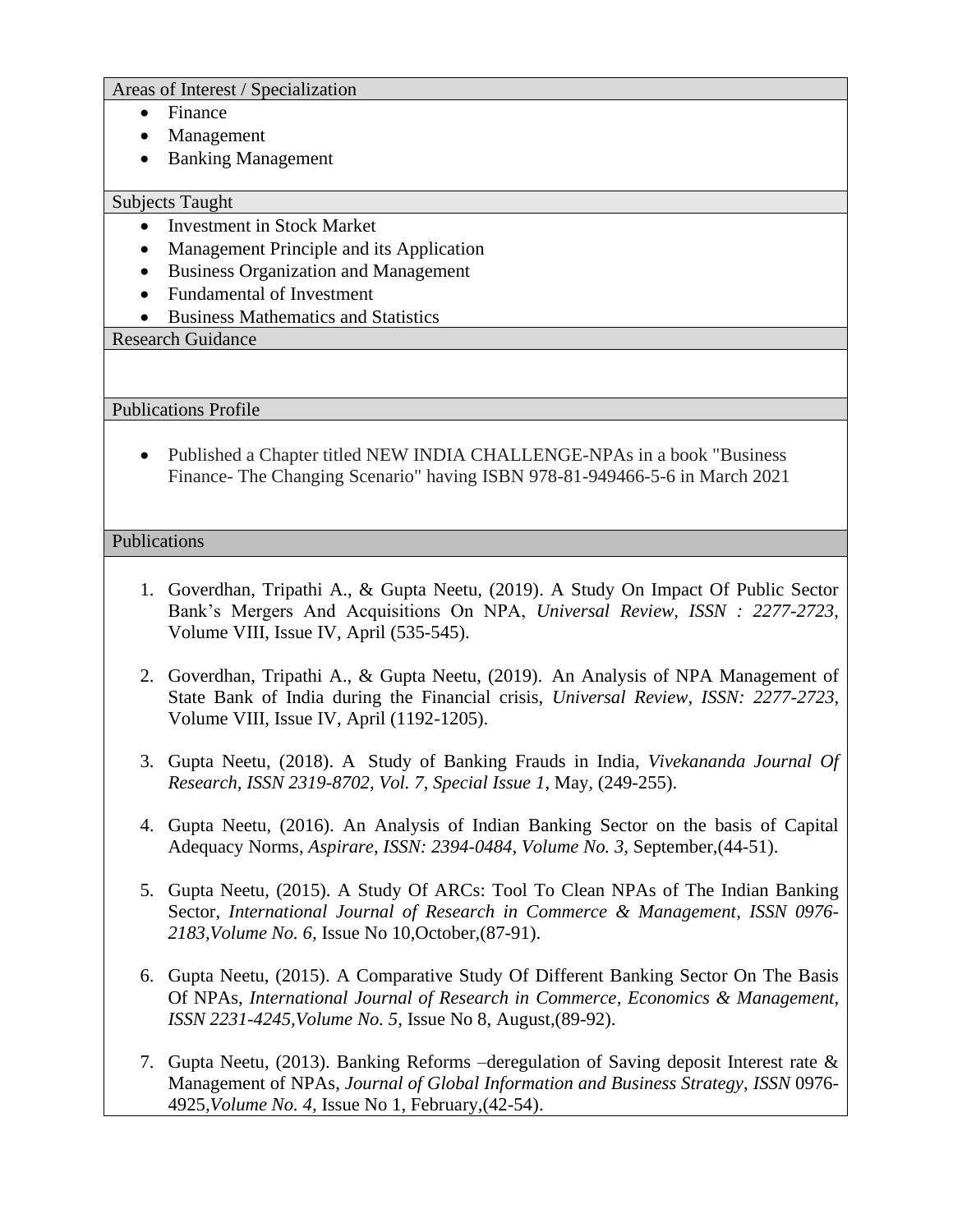## Areas of Interest / Specialization

- Finance
- Management
- Banking Management

## Subjects Taught

- Investment in Stock Market
- Management Principle and its Application
- Business Organization and Management
- Fundamental of Investment
- Business Mathematics and Statistics

## Research Guidance

## Publications Profile

- Published a Chapter titled NEW INDIA CHALLENGE-NPAs in a book "Business Finance- The Changing Scenario" having ISBN 978-81-949466-5-6 in March 2021

## Publications

1. Goverdhan, Tripathi A., & Gupta Neetu, (2019). A Study On Impact Of Public Sector Bank's Mergers And Acquisitions On NPA, *Universal Review, ISSN : 2277-2723*, Volume VIII, Issue IV, April (535-545).

2. Goverdhan, Tripathi A., & Gupta Neetu, (2019). An Analysis of NPA Management of State Bank of India during the Financial crisis, *Universal Review, ISSN: 2277-2723*, Volume VIII, Issue IV, April (1192-1205).

3. Gupta Neetu, (2018). A Study of Banking Frauds in India, *Vivekananda Journal Of Research, ISSN 2319-8702, Vol. 7, Special Issue 1*, May, (249-255).

4. Gupta Neetu, (2016). An Analysis of Indian Banking Sector on the basis of Capital Adequacy Norms, *Aspirare*, *ISSN: 2394-0484, Volume No. 3,* September,(44-51).

5. Gupta Neetu, (2015). A Study Of ARCs: Tool To Clean NPAs of The Indian Banking Sector, *International Journal of Research in Commerce & Management*, *ISSN 0976-2183,Volume No. 6,* Issue No 10,October,(87-91).

6. Gupta Neetu, (2015). A Comparative Study Of Different Banking Sector On The Basis Of NPAs, *International Journal of Research in Commerce, Economics & Management*, *ISSN 2231-4245,Volume No. 5,* Issue No 8, August,(89-92).

7. Gupta Neetu, (2013). Banking Reforms –deregulation of Saving deposit Interest rate & Management of NPAs, *Journal of Global Information and Business Strategy, ISSN* 0976-4925,*Volume No. 4,* Issue No 1, February,(42-54).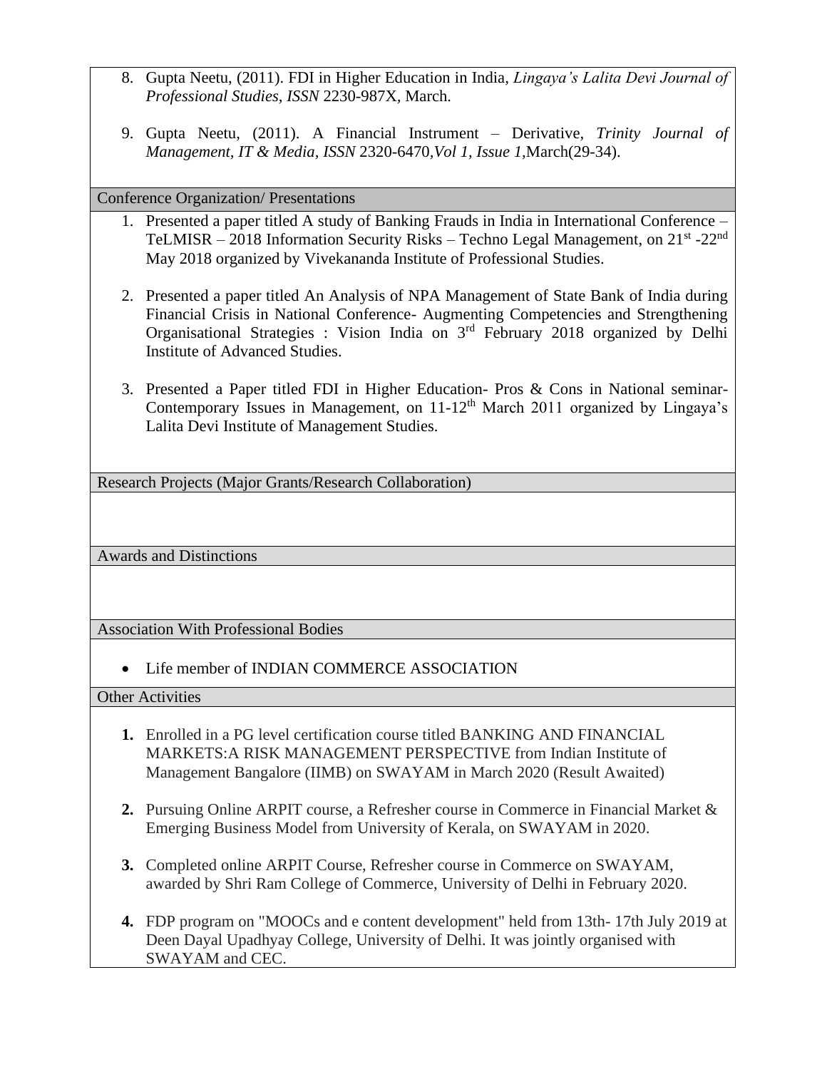8. Gupta Neetu, (2011). FDI in Higher Education in India, *Lingaya's Lalita Devi Journal of Professional Studies, ISSN* 2230-987X, March.

9. Gupta Neetu, (2011). A Financial Instrument – Derivative, *Trinity Journal of Management, IT & Media, ISSN* 2320-6470,*Vol 1, Issue 1*,March(29-34).

## Conference Organization/ Presentations

1. Presented a paper titled A study of Banking Frauds in India in International Conference – TeLMISR – 2018 Information Security Risks – Techno Legal Management, on 21st -22nd May 2018 organized by Vivekananda Institute of Professional Studies.

2. Presented a paper titled An Analysis of NPA Management of State Bank of India during Financial Crisis in National Conference- Augmenting Competencies and Strengthening Organisational Strategies : Vision India on 3rd February 2018 organized by Delhi Institute of Advanced Studies.

3. Presented a Paper titled FDI in Higher Education- Pros & Cons in National seminar- Contemporary Issues in Management, on 11-12th March 2011 organized by Lingaya's Lalita Devi Institute of Management Studies.

## Research Projects (Major Grants/Research Collaboration)

## Awards and Distinctions

## Association With Professional Bodies

- Life member of INDIAN COMMERCE ASSOCIATION

## Other Activities

**1.** Enrolled in a PG level certification course titled BANKING AND FINANCIAL MARKETS:A RISK MANAGEMENT PERSPECTIVE from Indian Institute of Management Bangalore (IIMB) on SWAYAM in March 2020 (Result Awaited)

**2.** Pursuing Online ARPIT course, a Refresher course in Commerce in Financial Market & Emerging Business Model from University of Kerala, on SWAYAM in 2020.

**3.** Completed online ARPIT Course, Refresher course in Commerce on SWAYAM, awarded by Shri Ram College of Commerce, University of Delhi in February 2020.

**4.** FDP program on "MOOCs and e content development" held from 13th- 17th July 2019 at Deen Dayal Upadhyay College, University of Delhi. It was jointly organised with SWAYAM and CEC.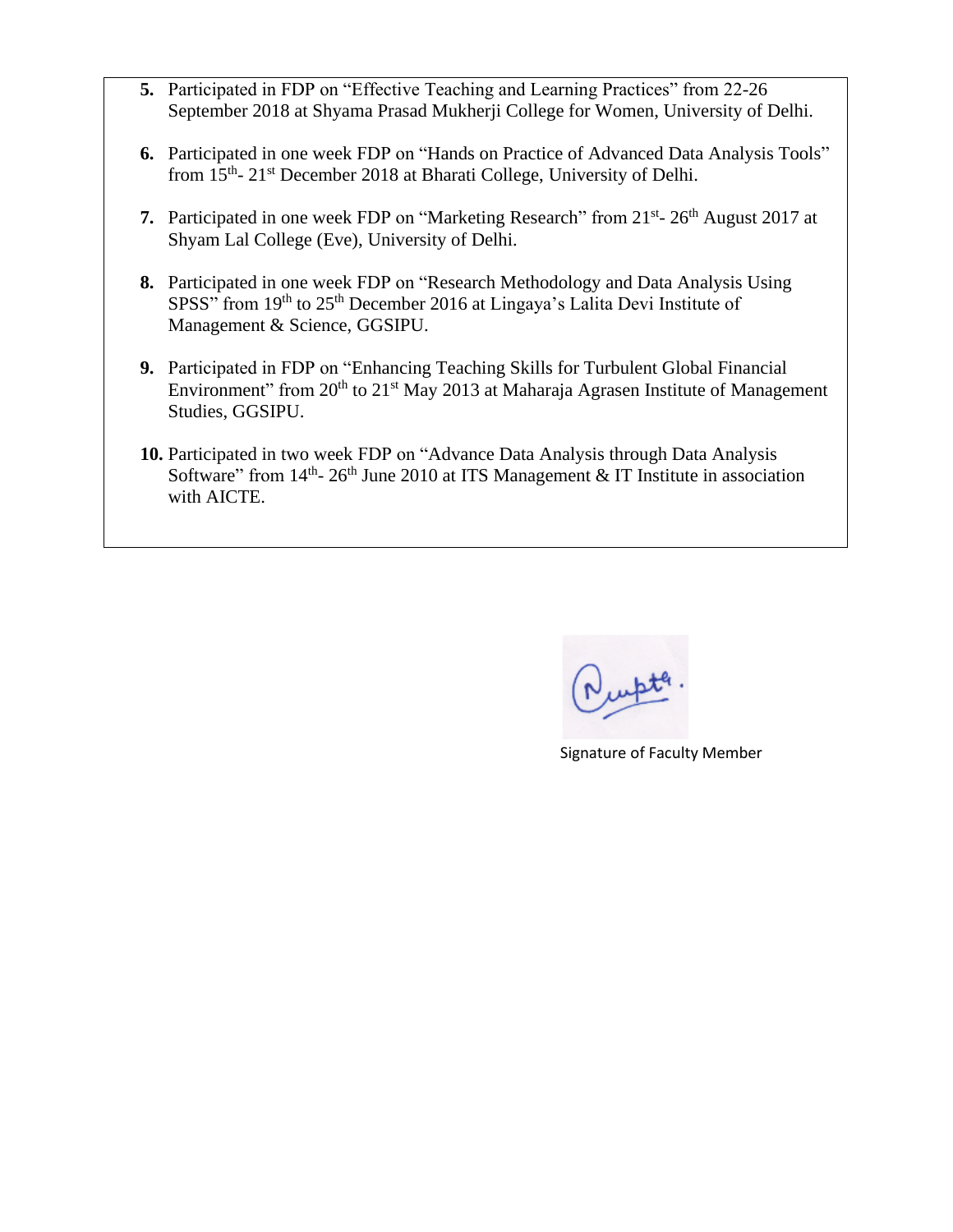5. Participated in FDP on "Effective Teaching and Learning Practices" from 22-26 September 2018 at Shyama Prasad Mukherji College for Women, University of Delhi.

6. Participated in one week FDP on "Hands on Practice of Advanced Data Analysis Tools" from 15th- 21st December 2018 at Bharati College, University of Delhi.

7. Participated in one week FDP on "Marketing Research" from 21st- 26th August 2017 at Shyam Lal College (Eve), University of Delhi.

8. Participated in one week FDP on "Research Methodology and Data Analysis Using SPSS" from 19th to 25th December 2016 at Lingaya's Lalita Devi Institute of Management & Science, GGSIPU.

9. Participated in FDP on "Enhancing Teaching Skills for Turbulent Global Financial Environment" from 20th to 21st May 2013 at Maharaja Agrasen Institute of Management Studies, GGSIPU.

10. Participated in two week FDP on "Advance Data Analysis through Data Analysis Software" from 14th- 26th June 2010 at ITS Management & IT Institute in association with AICTE.

Signature of Faculty Member